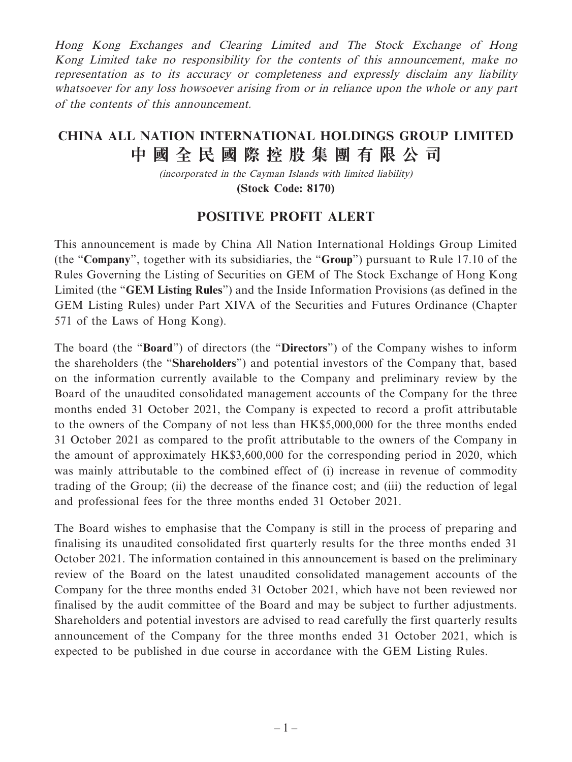*Hong Kong Exchanges and Clearing Limited and The Stock Exchange of Hong Kong Limited take no responsibility for the contents of this announcement, make no representation as to its accuracy or completeness and expressly disclaim any liability whatsoever for any loss howsoever arising from or in reliance upon the whole or any part of the contents of this announcement.*

# CHINA ALL NATION INTERNATIONAL HOLDINGS GROUP LIMITED
# 中國全民國際控股集團有限公司

*(incorporated in the Cayman Islands with limited liability)*

**(Stock Code: 8170)**

## POSITIVE PROFIT ALERT

This announcement is made by China All Nation International Holdings Group Limited (the "**Company**", together with its subsidiaries, the "**Group**") pursuant to Rule 17.10 of the Rules Governing the Listing of Securities on GEM of The Stock Exchange of Hong Kong Limited (the "**GEM Listing Rules**") and the Inside Information Provisions (as defined in the GEM Listing Rules) under Part XIVA of the Securities and Futures Ordinance (Chapter 571 of the Laws of Hong Kong).

The board (the "**Board**") of directors (the "**Directors**") of the Company wishes to inform the shareholders (the "**Shareholders**") and potential investors of the Company that, based on the information currently available to the Company and preliminary review by the Board of the unaudited consolidated management accounts of the Company for the three months ended 31 October 2021, the Company is expected to record a profit attributable to the owners of the Company of not less than HK$5,000,000 for the three months ended 31 October 2021 as compared to the profit attributable to the owners of the Company in the amount of approximately HK$3,600,000 for the corresponding period in 2020, which was mainly attributable to the combined effect of (i) increase in revenue of commodity trading of the Group; (ii) the decrease of the finance cost; and (iii) the reduction of legal and professional fees for the three months ended 31 October 2021.

The Board wishes to emphasise that the Company is still in the process of preparing and finalising its unaudited consolidated first quarterly results for the three months ended 31 October 2021. The information contained in this announcement is based on the preliminary review of the Board on the latest unaudited consolidated management accounts of the Company for the three months ended 31 October 2021, which have not been reviewed nor finalised by the audit committee of the Board and may be subject to further adjustments. Shareholders and potential investors are advised to read carefully the first quarterly results announcement of the Company for the three months ended 31 October 2021, which is expected to be published in due course in accordance with the GEM Listing Rules.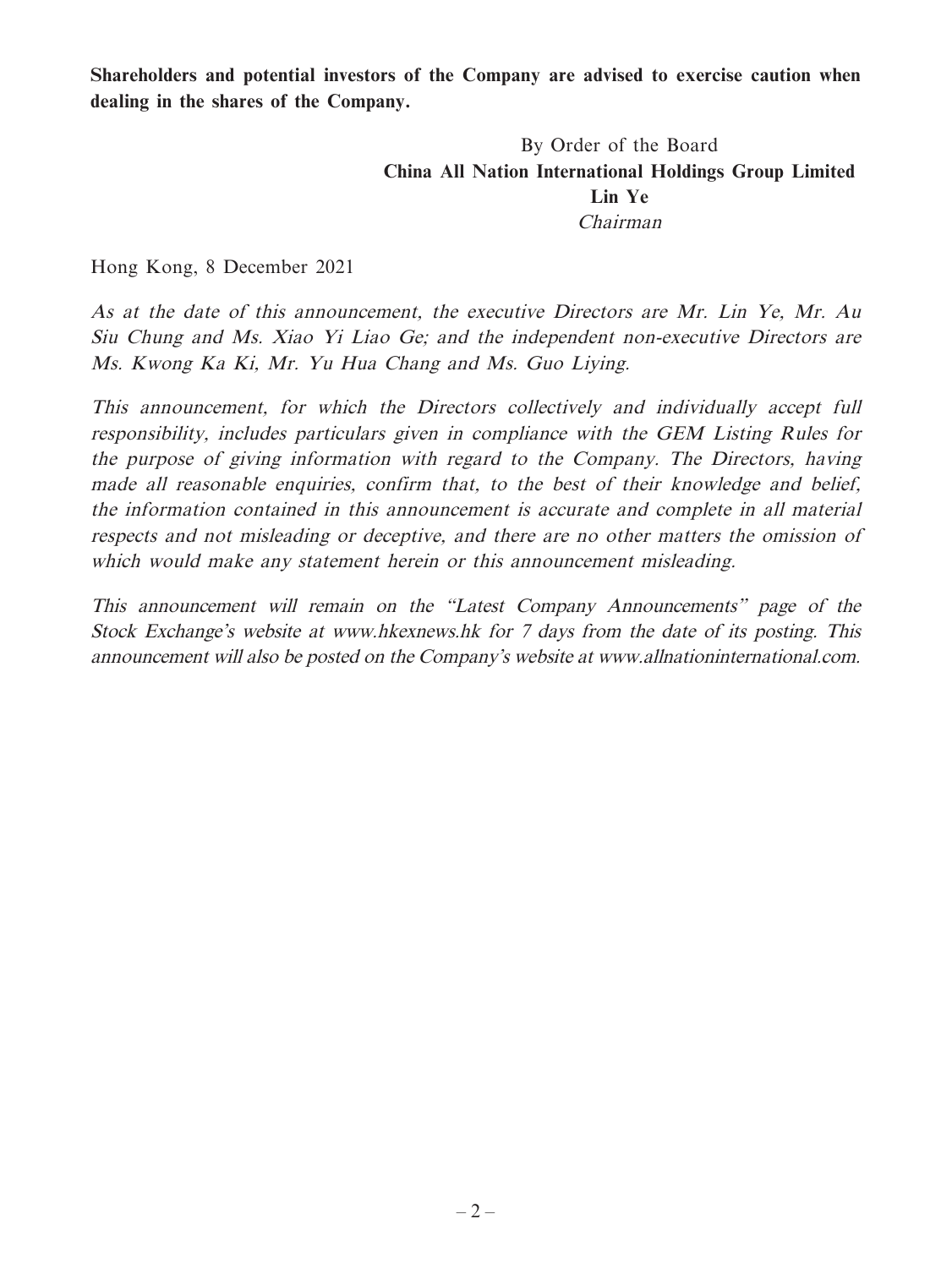**Shareholders and potential investors of the Company are advised to exercise caution when dealing in the shares of the Company.**

By Order of the Board
**China All Nation International Holdings Group Limited**
**Lin Ye**
*Chairman*

Hong Kong, 8 December 2021

*As at the date of this announcement, the executive Directors are Mr. Lin Ye, Mr. Au Siu Chung and Ms. Xiao Yi Liao Ge; and the independent non-executive Directors are Ms. Kwong Ka Ki, Mr. Yu Hua Chang and Ms. Guo Liying.*

*This announcement, for which the Directors collectively and individually accept full responsibility, includes particulars given in compliance with the GEM Listing Rules for the purpose of giving information with regard to the Company. The Directors, having made all reasonable enquiries, confirm that, to the best of their knowledge and belief, the information contained in this announcement is accurate and complete in all material respects and not misleading or deceptive, and there are no other matters the omission of which would make any statement herein or this announcement misleading.*

*This announcement will remain on the "Latest Company Announcements" page of the Stock Exchange's website at www.hkexnews.hk for 7 days from the date of its posting. This announcement will also be posted on the Company's website at www.allnationinternational.com.*